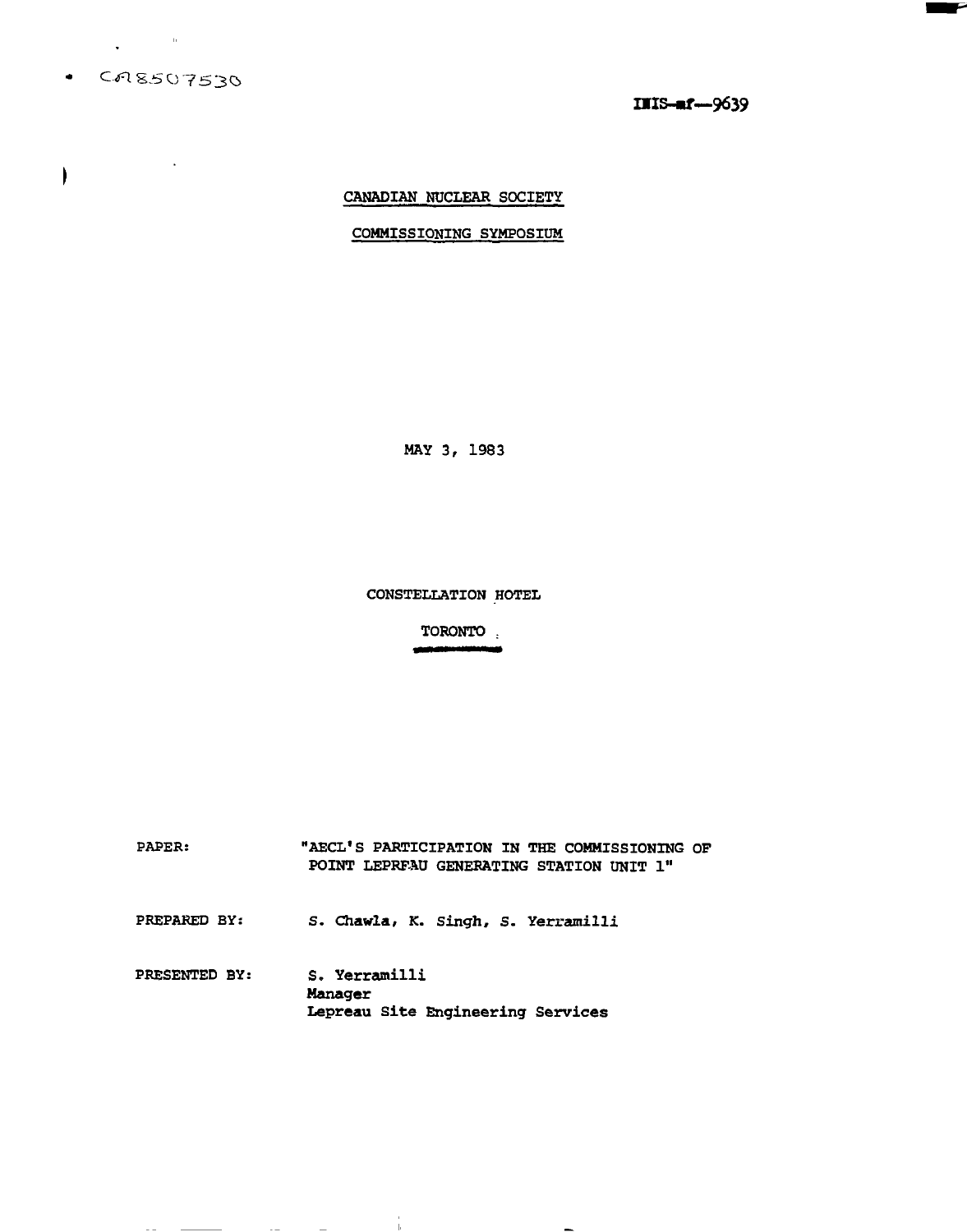CA8507530

IIIS-mf--9639

CANADIAN NUCLEAR SOCIETY

COMMISSIONING SYMPOSIUM

MAY 3, 1983

CONSTELLATION HOTEL

TORONTO

PAPER: "AECL'S PARTICIPATION IN THE COMMISSIONING OF POINT LEPREAU GENERATING STATION UNIT 1"

PREPARED BY: S. Chawla, K. Singh, S. Yerramilli

PRESENTED BY: S. Yerramilli
Manager
Lepreau Site Engineering Services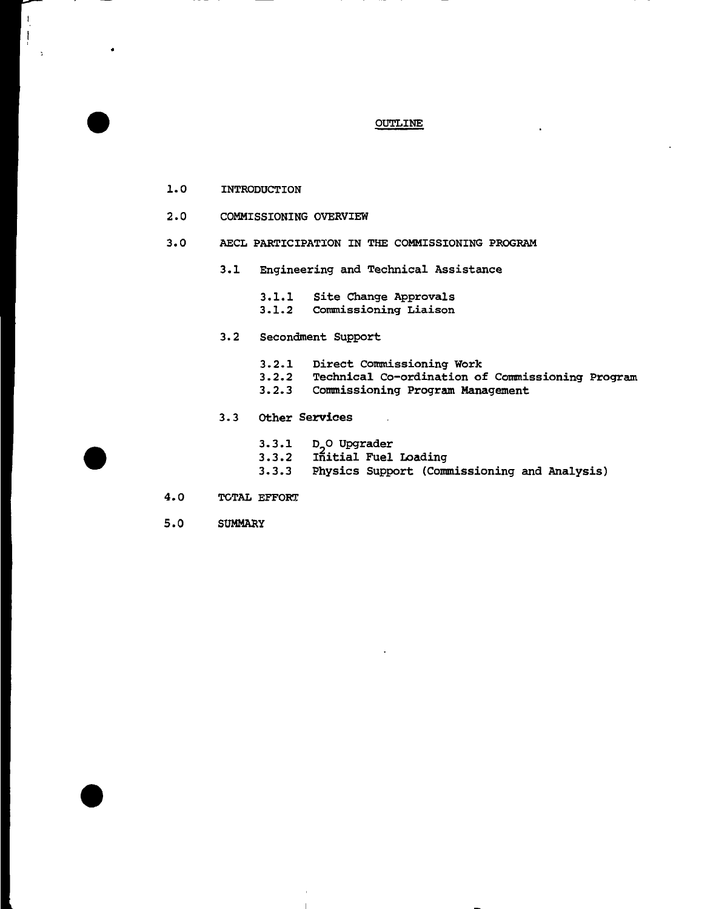# OUTLINE

1.0 INTRODUCTION

2.0 COMMISSIONING OVERVIEW

3.0 AECL PARTICIPATION IN THE COMMISSIONING PROGRAM

- 3.1 Engineering and Technical Assistance
  - 3.1.1 Site Change Approvals
  - 3.1.2 Commissioning Liaison
- 3.2 Secondment Support
  - 3.2.1 Direct Commissioning Work
  - 3.2.2 Technical Co-ordination of Commissioning Program
  - 3.2.3 Commissioning Program Management
- 3.3 Other Services
  - 3.3.1 $D_2O$ Upgrader
  - 3.3.2 Initial Fuel Loading
  - 3.3.3 Physics Support (Commissioning and Analysis)

4.0 TOTAL EFFORT

5.0 SUMMARY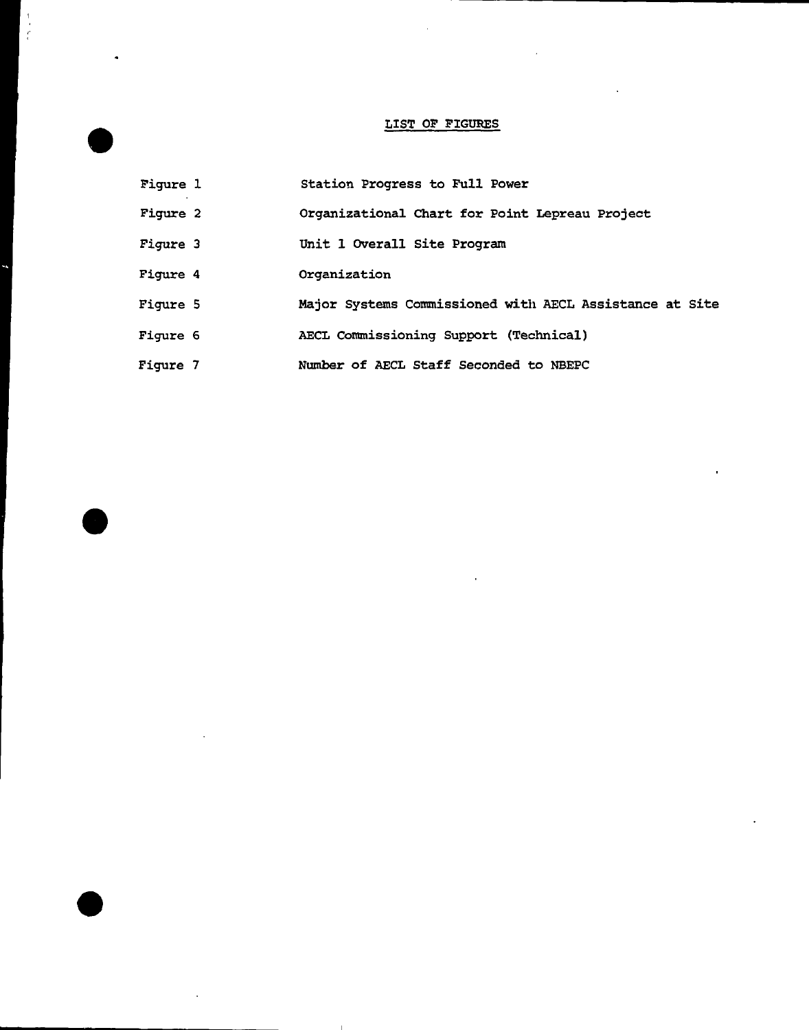# LIST OF FIGURES

| | |
|---|---|
| Figure 1 | Station Progress to Full Power |
| Figure 2 | Organizational Chart for Point Lepreau Project |
| Figure 3 | Unit 1 Overall Site Program |
| Figure 4 | Organization |
| Figure 5 | Major Systems Commissioned with AECL Assistance at Site |
| Figure 6 | AECL Commissioning Support (Technical) |
| Figure 7 | Number of AECL Staff Seconded to NBEPC |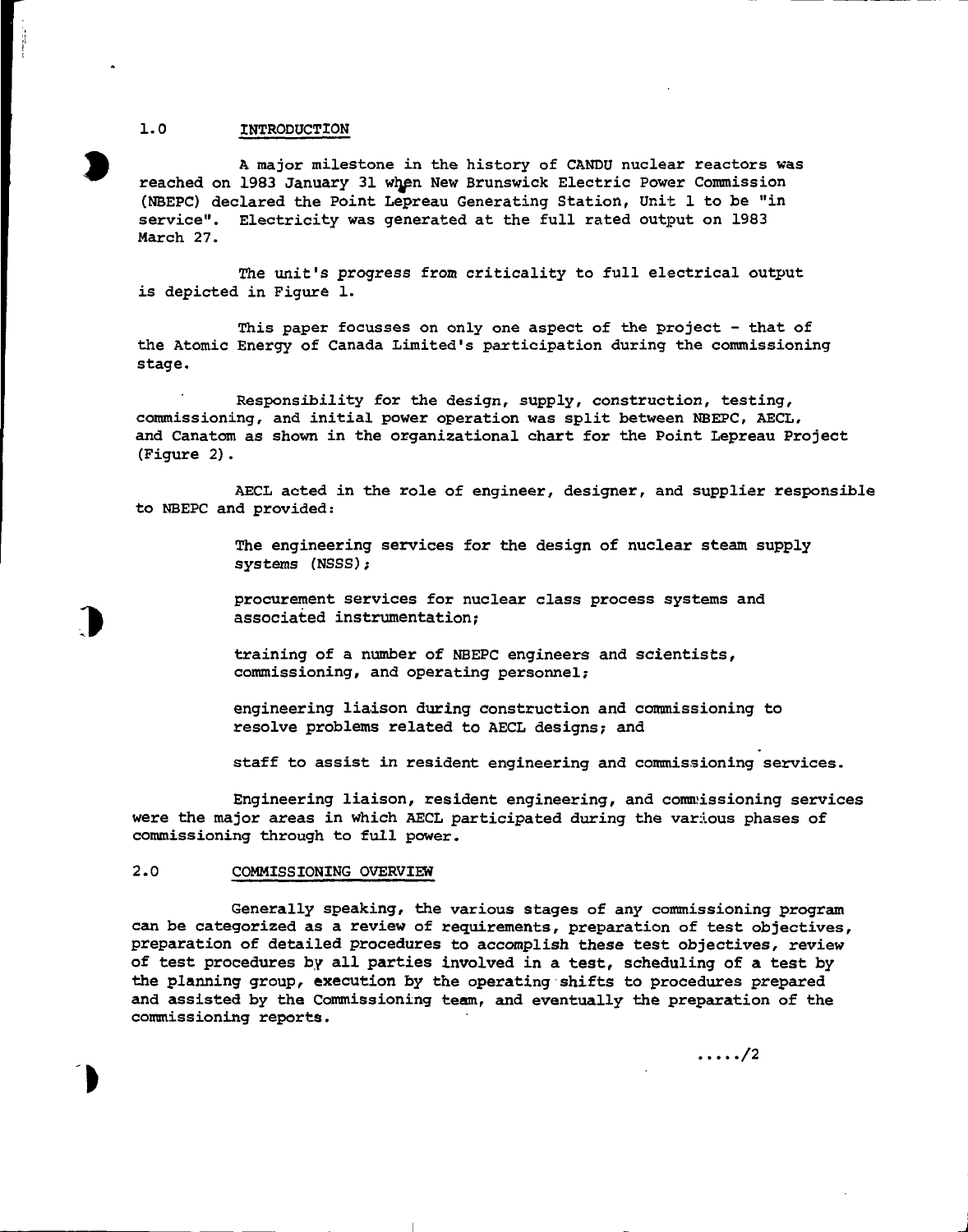## 1.0 INTRODUCTION

A major milestone in the history of CANDU nuclear reactors was reached on 1983 January 31 when New Brunswick Electric Power Commission (NBEPC) declared the Point Lepreau Generating Station, Unit 1 to be "in service". Electricity was generated at the full rated output on 1983 March 27.

The unit's progress from criticality to full electrical output is depicted in Figure 1.

This paper focusses on only one aspect of the project - that of the Atomic Energy of Canada Limited's participation during the commissioning stage.

Responsibility for the design, supply, construction, testing, commissioning, and initial power operation was split between NBEPC, AECL, and Canatom as shown in the organizational chart for the Point Lepreau Project (Figure 2).

AECL acted in the role of engineer, designer, and supplier responsible to NBEPC and provided:

- The engineering services for the design of nuclear steam supply systems (NSSS);
- procurement services for nuclear class process systems and associated instrumentation;
- training of a number of NBEPC engineers and scientists, commissioning, and operating personnel;
- engineering liaison during construction and commissioning to resolve problems related to AECL designs; and
- staff to assist in resident engineering and commissioning services.

Engineering liaison, resident engineering, and commissioning services were the major areas in which AECL participated during the various phases of commissioning through to full power.

## 2.0 COMMISSIONING OVERVIEW

Generally speaking, the various stages of any commissioning program can be categorized as a review of requirements, preparation of test objectives, preparation of detailed procedures to accomplish these test objectives, review of test procedures by all parties involved in a test, scheduling of a test by the planning group, execution by the operating shifts to procedures prepared and assisted by the Commissioning team, and eventually the preparation of the commissioning reports.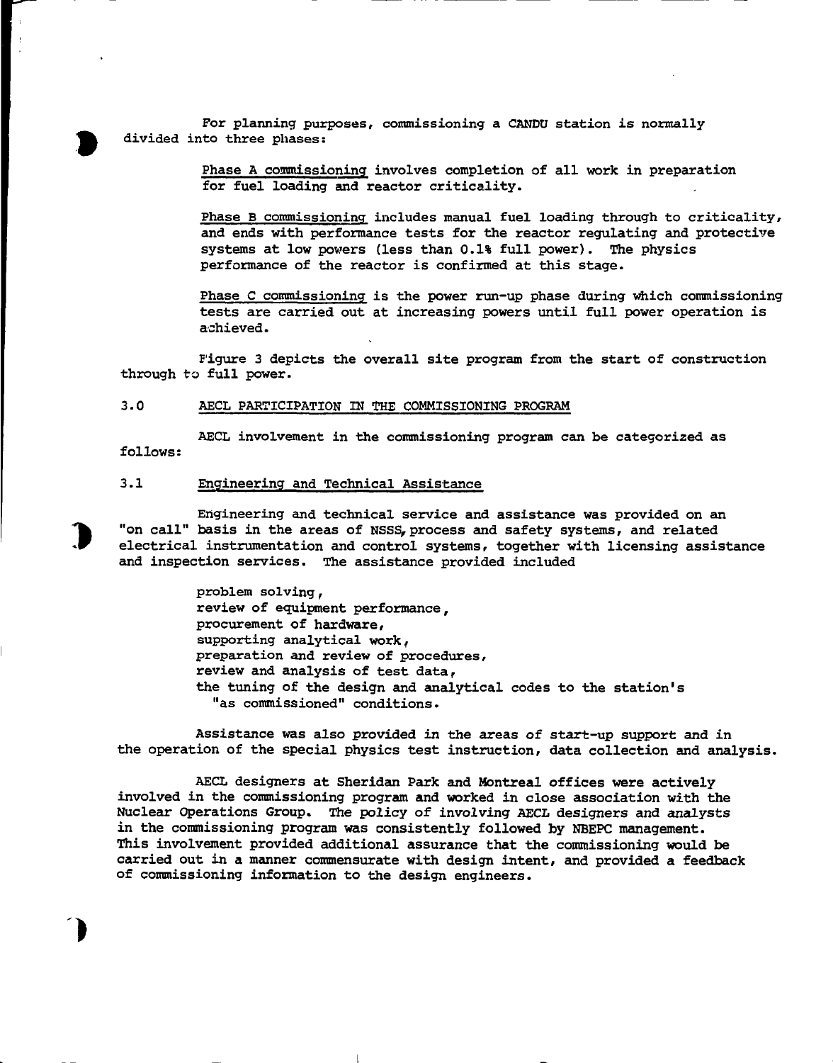For planning purposes, commissioning a CANDU station is normally divided into three phases:

> <u>Phase A commissioning</u> involves completion of all work in preparation for fuel loading and reactor criticality.
>
> <u>Phase B commissioning</u> includes manual fuel loading through to criticality, and ends with performance tests for the reactor regulating and protective systems at low powers (less than 0.1% full power). The physics performance of the reactor is confirmed at this stage.
>
> <u>Phase C commissioning</u> is the power run-up phase during which commissioning tests are carried out at increasing powers until full power operation is achieved.

Figure 3 depicts the overall site program from the start of construction through to full power.

## 3.0 AECL PARTICIPATION IN THE COMMISSIONING PROGRAM

AECL involvement in the commissioning program can be categorized as follows:

### 3.1 Engineering and Technical Assistance

Engineering and technical service and assistance was provided on an "on call" basis in the areas of NSSS, process and safety systems, and related electrical instrumentation and control systems, together with licensing assistance and inspection services. The assistance provided included

- problem solving,
- review of equipment performance,
- procurement of hardware,
- supporting analytical work,
- preparation and review of procedures,
- review and analysis of test data,
- the tuning of the design and analytical codes to the station's "as commissioned" conditions.

Assistance was also provided in the areas of start-up support and in the operation of the special physics test instruction, data collection and analysis.

AECL designers at Sheridan Park and Montreal offices were actively involved in the commissioning program and worked in close association with the Nuclear Operations Group. The policy of involving AECL designers and analysts in the commissioning program was consistently followed by NBEPC management. This involvement provided additional assurance that the commissioning would be carried out in a manner commensurate with design intent, and provided a feedback of commissioning information to the design engineers.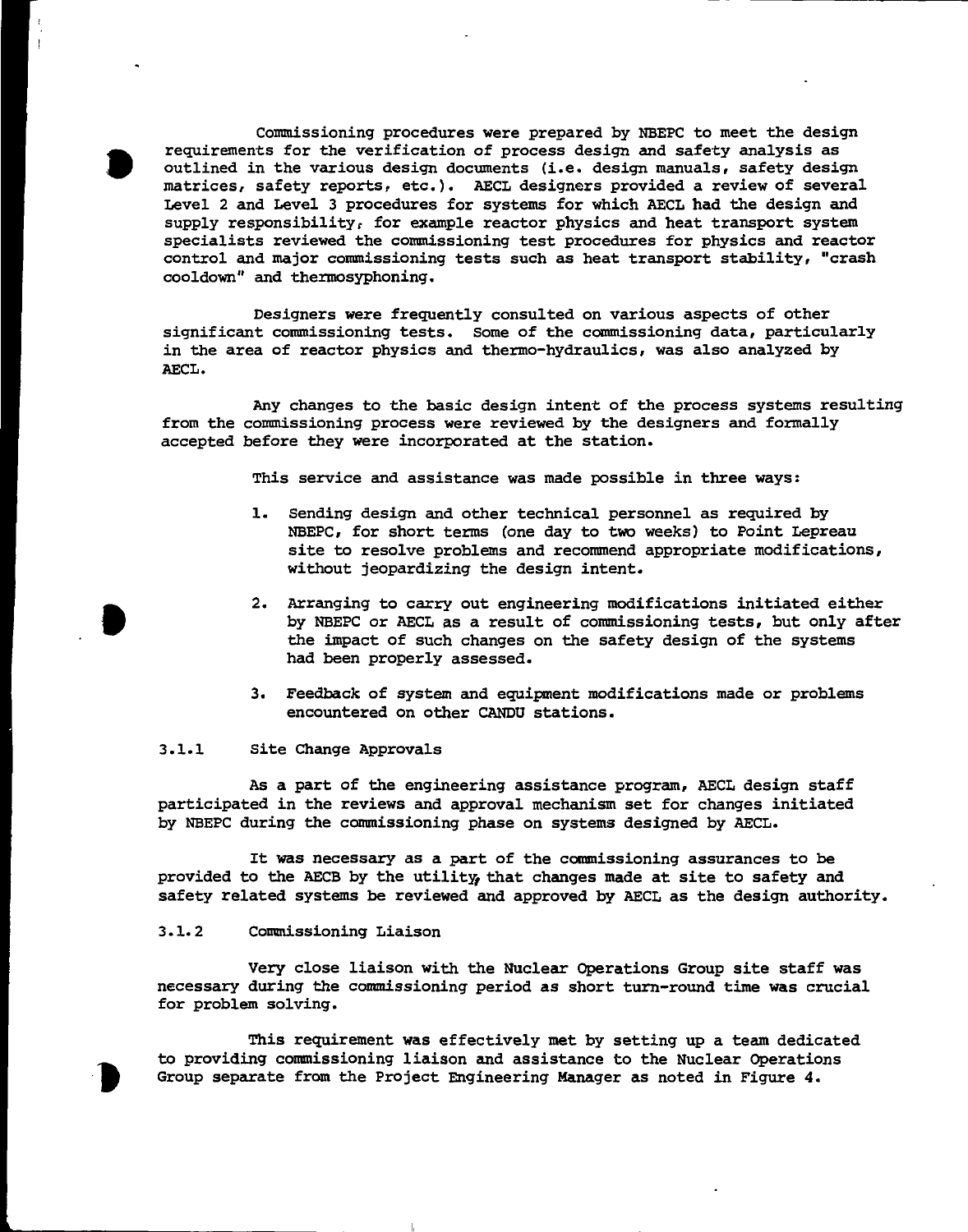Commissioning procedures were prepared by NBEPC to meet the design requirements for the verification of process design and safety analysis as outlined in the various design documents (i.e. design manuals, safety design matrices, safety reports, etc.). AECL designers provided a review of several Level 2 and Level 3 procedures for systems for which AECL had the design and supply responsibility, for example reactor physics and heat transport system specialists reviewed the commissioning test procedures for physics and reactor control and major commissioning tests such as heat transport stability, "crash cooldown" and thermosyphoning.

Designers were frequently consulted on various aspects of other significant commissioning tests. Some of the commissioning data, particularly in the area of reactor physics and thermo-hydraulics, was also analyzed by AECL.

Any changes to the basic design intent of the process systems resulting from the commissioning process were reviewed by the designers and formally accepted before they were incorporated at the station.

This service and assistance was made possible in three ways:

1. Sending design and other technical personnel as required by NBEPC, for short terms (one day to two weeks) to Point Lepreau site to resolve problems and recommend appropriate modifications, without jeopardizing the design intent.

2. Arranging to carry out engineering modifications initiated either by NBEPC or AECL as a result of commissioning tests, but only after the impact of such changes on the safety design of the systems had been properly assessed.

3. Feedback of system and equipment modifications made or problems encountered on other CANDU stations.

### 3.1.1 Site Change Approvals

As a part of the engineering assistance program, AECL design staff participated in the reviews and approval mechanism set for changes initiated by NBEPC during the commissioning phase on systems designed by AECL.

It was necessary as a part of the commissioning assurances to be provided to the AECB by the utility, that changes made at site to safety and safety related systems be reviewed and approved by AECL as the design authority.

### 3.1.2 Commissioning Liaison

Very close liaison with the Nuclear Operations Group site staff was necessary during the commissioning period as short turn-round time was crucial for problem solving.

This requirement was effectively met by setting up a team dedicated to providing commissioning liaison and assistance to the Nuclear Operations Group separate from the Project Engineering Manager as noted in Figure 4.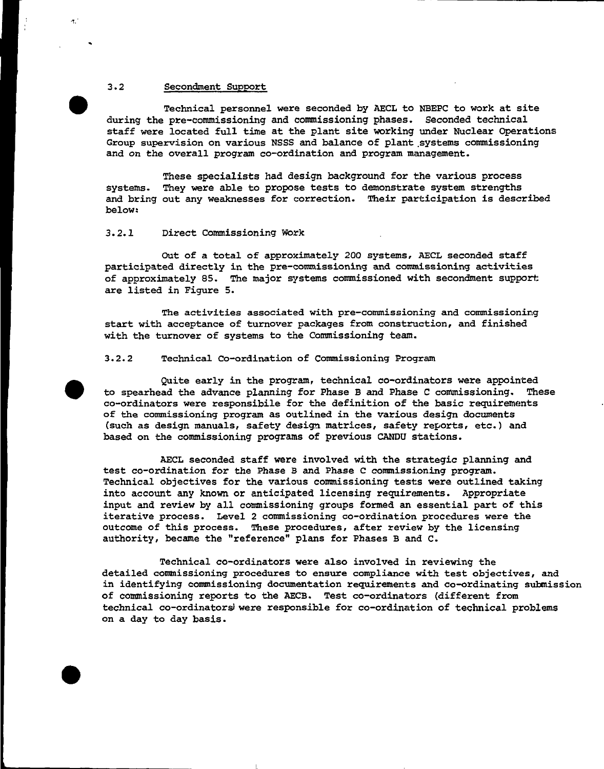### 3.2 Secondment Support

Technical personnel were seconded by AECL to NBEPC to work at site during the pre-commissioning and commissioning phases. Seconded technical staff were located full time at the plant site working under Nuclear Operations Group supervision on various NSSS and balance of plant systems commissioning and on the overall program co-ordination and program management.

These specialists had design background for the various process systems. They were able to propose tests to demonstrate system strengths and bring out any weaknesses for correction. Their participation is described below:

#### 3.2.1 Direct Commissioning Work

Out of a total of approximately 200 systems, AECL seconded staff participated directly in the pre-commissioning and commissioning activities of approximately 85. The major systems commissioned with secondment support are listed in Figure 5.

The activities associated with pre-commissioning and commissioning start with acceptance of turnover packages from construction, and finished with the turnover of systems to the Commissioning team.

#### 3.2.2 Technical Co-ordination of Commissioning Program

Quite early in the program, technical co-ordinators were appointed to spearhead the advance planning for Phase B and Phase C commissioning. These co-ordinators were responsibile for the definition of the basic requirements of the commissioning program as outlined in the various design documents (such as design manuals, safety design matrices, safety reports, etc.) and based on the commissioning programs of previous CANDU stations.

AECL seconded staff were involved with the strategic planning and test co-ordination for the Phase B and Phase C commissioning program. Technical objectives for the various commissioning tests were outlined taking into account any known or anticipated licensing requirements. Appropriate input and review by all commissioning groups formed an essential part of this iterative process. Level 2 commissioning co-ordination procedures were the outcome of this process. These procedures, after review by the licensing authority, became the "reference" plans for Phases B and C.

Technical co-ordinators were also involved in reviewing the detailed commissioning procedures to ensure compliance with test objectives, and in identifying commissioning documentation requirements and co-ordinating submission of commissioning reports to the AECB. Test co-ordinators (different from technical co-ordinators) were responsible for co-ordination of technical problems on a day to day basis.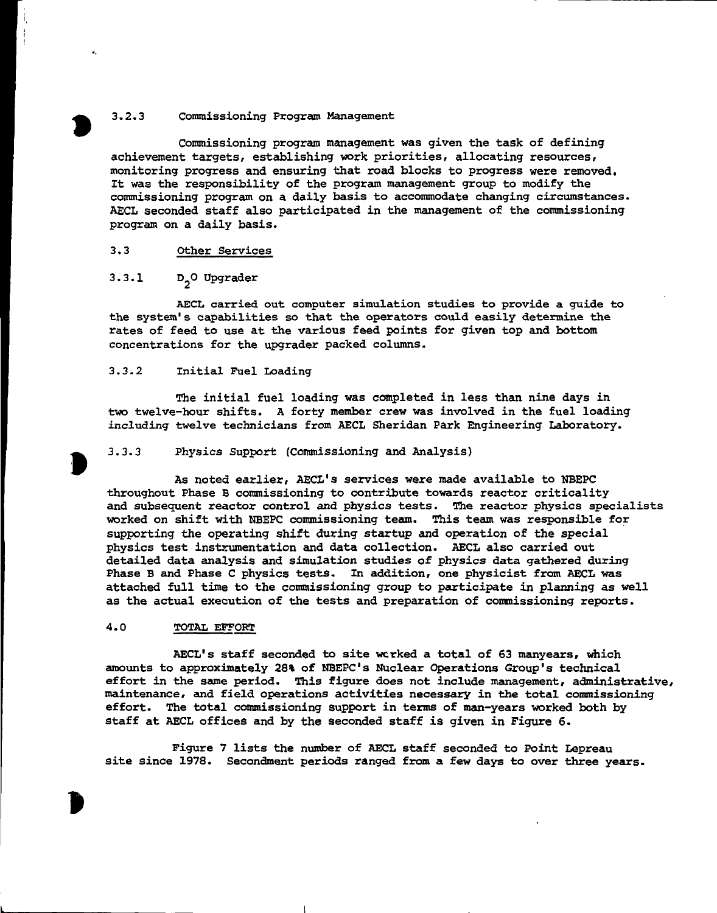### 3.2.3 Commissioning Program Management

Commissioning program management was given the task of defining achievement targets, establishing work priorities, allocating resources, monitoring progress and ensuring that road blocks to progress were removed. It was the responsibility of the program management group to modify the commissioning program on a daily basis to accommodate changing circumstances. AECL seconded staff also participated in the management of the commissioning program on a daily basis.

## 3.3 Other Services

### 3.3.1 $D_2O$ Upgrader

AECL carried out computer simulation studies to provide a guide to the system's capabilities so that the operators could easily determine the rates of feed to use at the various feed points for given top and bottom concentrations for the upgrader packed columns.

### 3.3.2 Initial Fuel Loading

The initial fuel loading was completed in less than nine days in two twelve-hour shifts. A forty member crew was involved in the fuel loading including twelve technicians from AECL Sheridan Park Engineering Laboratory.

### 3.3.3 Physics Support (Commissioning and Analysis)

As noted earlier, AECL's services were made available to NBEPC throughout Phase B commissioning to contribute towards reactor criticality and subsequent reactor control and physics tests. The reactor physics specialists worked on shift with NBEPC commissioning team. This team was responsible for supporting the operating shift during startup and operation of the special physics test instrumentation and data collection. AECL also carried out detailed data analysis and simulation studies of physics data gathered during Phase B and Phase C physics tests. In addition, one physicist from AECL was attached full time to the commissioning group to participate in planning as well as the actual execution of the tests and preparation of commissioning reports.

## 4.0 TOTAL EFFORT

AECL's staff seconded to site worked a total of 63 manyears, which amounts to approximately 28% of NBEPC's Nuclear Operations Group's technical effort in the same period. This figure does not include management, administrative, maintenance, and field operations activities necessary in the total commissioning effort. The total commissioning support in terms of man-years worked both by staff at AECL offices and by the seconded staff is given in Figure 6.

Figure 7 lists the number of AECL staff seconded to Point Lepreau site since 1978. Secondment periods ranged from a few days to over three years.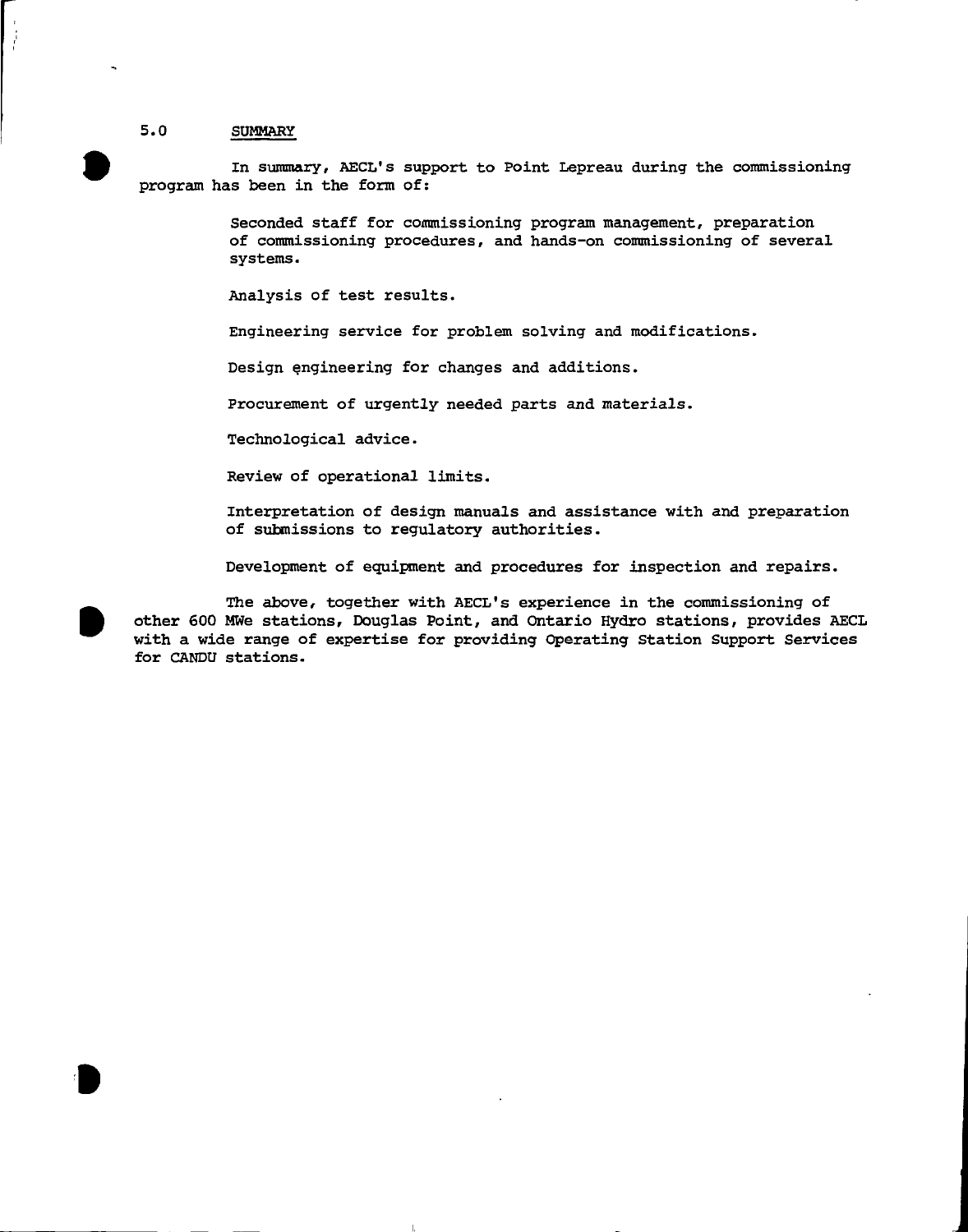## 5.0 SUMMARY

In summary, AECL's support to Point Lepreau during the commissioning program has been in the form of:

Seconded staff for commissioning program management, preparation of commissioning procedures, and hands-on commissioning of several systems.

Analysis of test results.

Engineering service for problem solving and modifications.

Design engineering for changes and additions.

Procurement of urgently needed parts and materials.

Technological advice.

Review of operational limits.

Interpretation of design manuals and assistance with and preparation of submissions to regulatory authorities.

Development of equipment and procedures for inspection and repairs.

The above, together with AECL's experience in the commissioning of other 600 MWe stations, Douglas Point, and Ontario Hydro stations, provides AECL with a wide range of expertise for providing Operating Station Support Services for CANDU stations.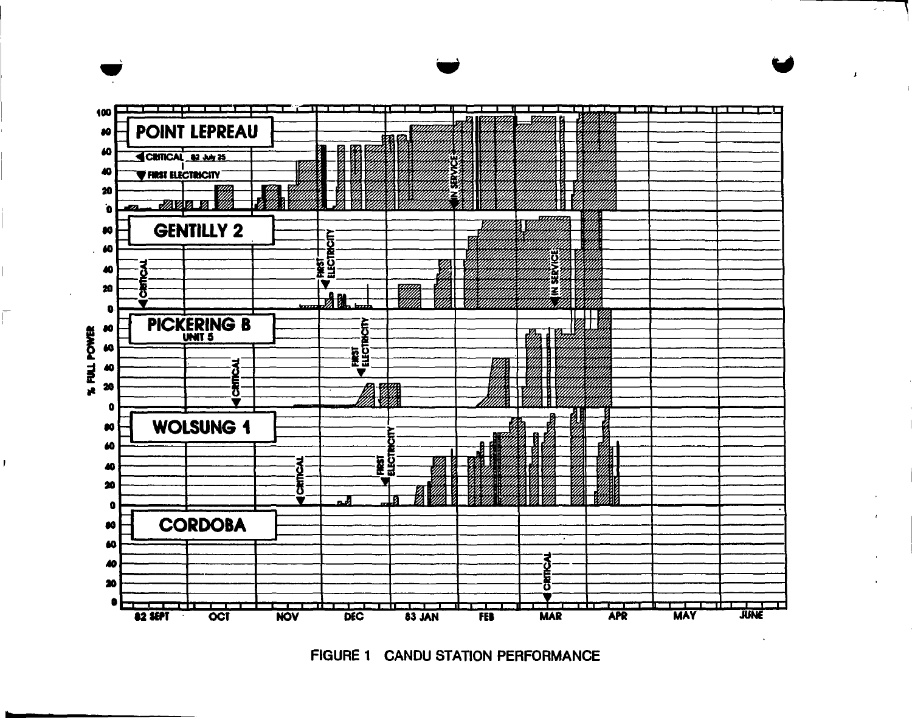FIGURE 1 CANDU STATION PERFORMANCE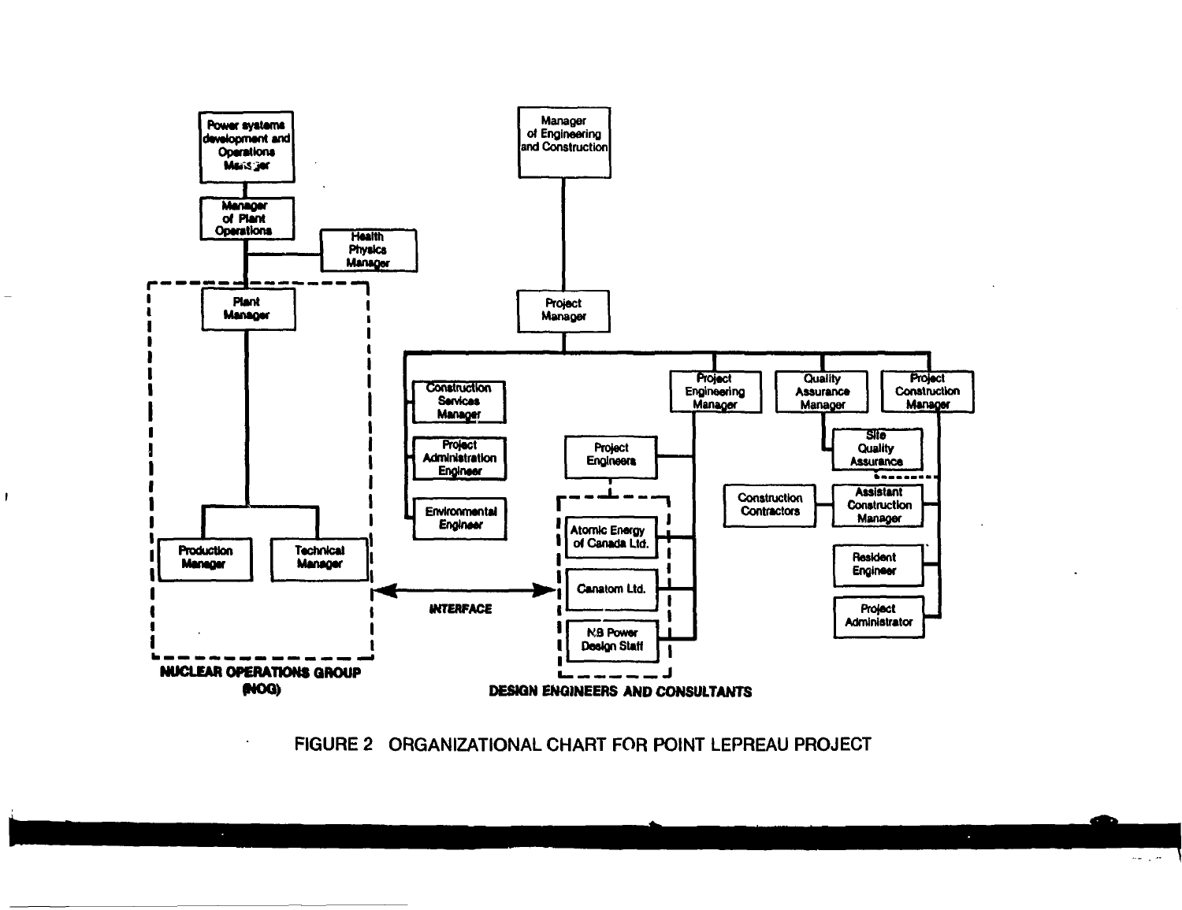Power systems development and Operations Manager

Manager of Plant Operations

Health Physics Manager

Plant Manager

Production Manager

Technical Manager

NUCLEAR OPERATIONS GROUP (NOG)

INTERFACE

Manager of Engineering and Construction

Project Manager

Construction Services Manager

Project Administration Engineer

Environmental Engineer

Project Engineering Manager

Quality Assurance Manager

Project Construction Manager

Project Engineers

Site Quality Assurance

Construction Contractors

Assistant Construction Manager

Resident Engineer

Project Administrator

Atomic Energy of Canada Ltd.

Canatom Ltd.

N.B Power Design Staff

DESIGN ENGINEERS AND CONSULTANTS

FIGURE 2 ORGANIZATIONAL CHART FOR POINT LEPREAU PROJECT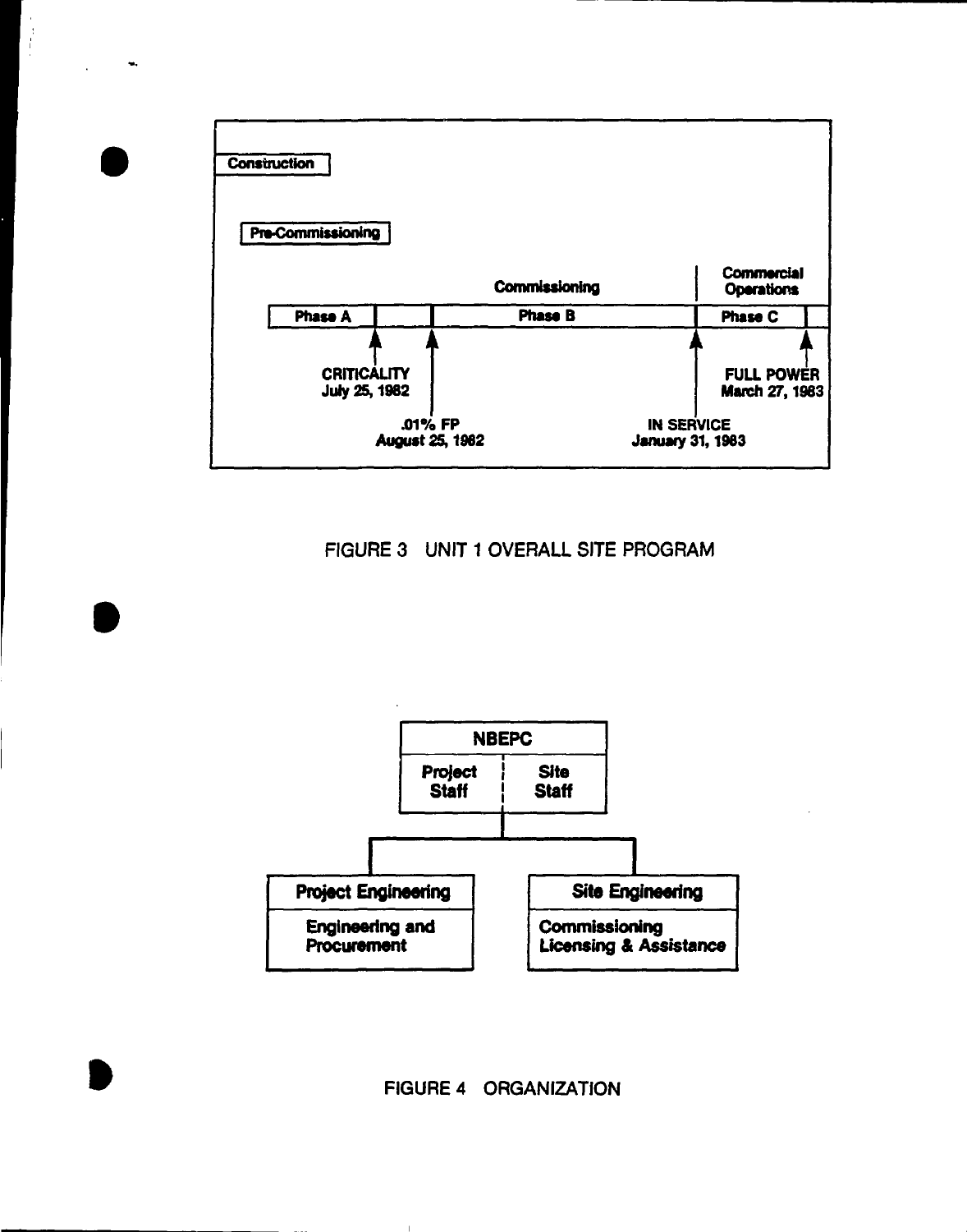Construction

Pre-Commissioning

Commissioning | Commercial Operations

Phase A | Phase B | Phase C

CRITICALITY July 25, 1982

.01% FP August 25, 1982

IN SERVICE January 31, 1983

FULL POWER March 27, 1983

FIGURE 3 UNIT 1 OVERALL SITE PROGRAM

NBEPC

Project Staff | Site Staff

Project Engineering: Engineering and Procurement

Site Engineering: Commissioning, Licensing & Assistance

FIGURE 4 ORGANIZATION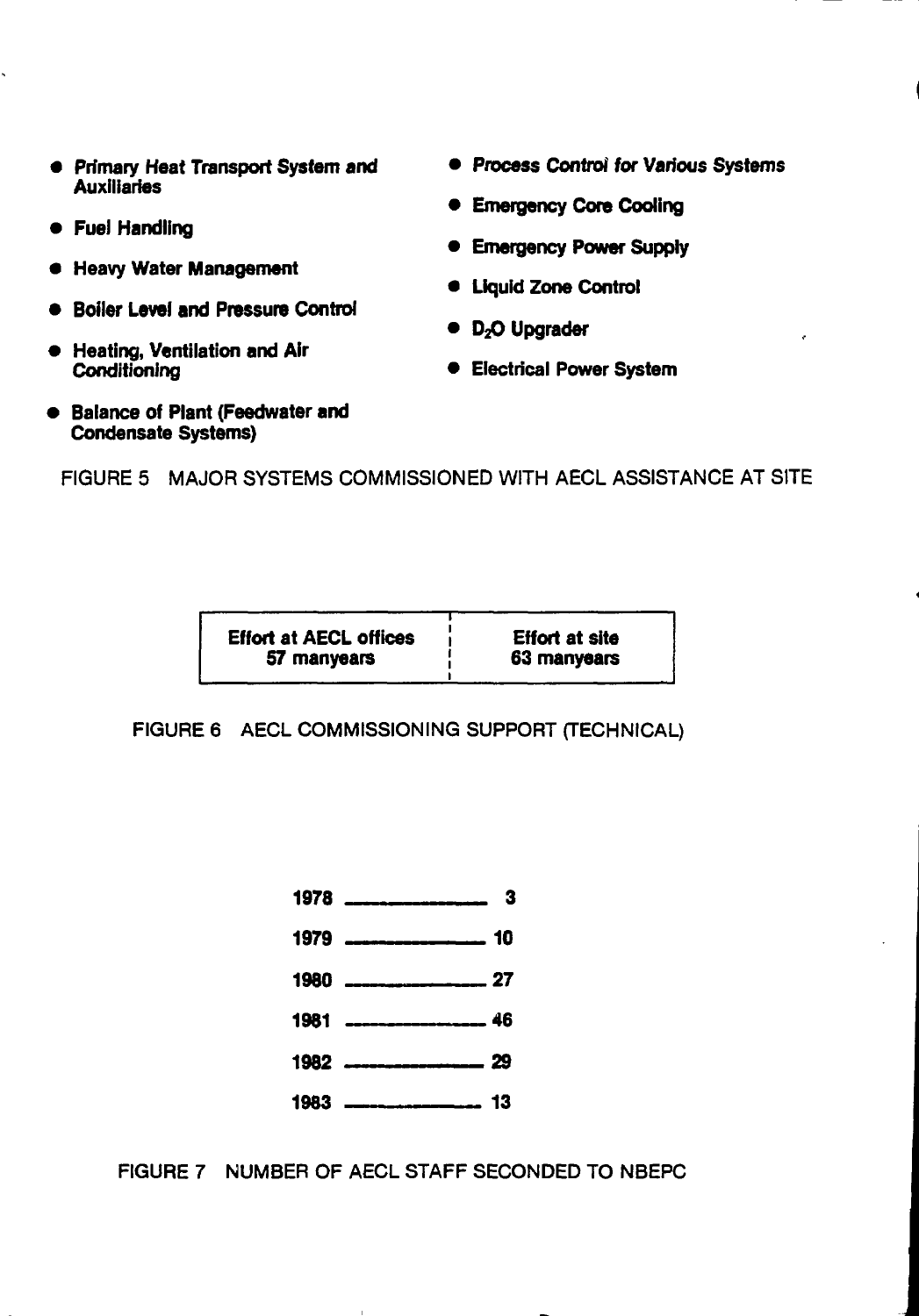- **Primary Heat Transport System and Auxiliaries**
- **Fuel Handling**
- **Heavy Water Management**
- **Boiler Level and Pressure Control**
- **Heating, Ventilation and Air Conditioning**
- **Balance of Plant (Feedwater and Condensate Systems)**
- ***Process Control for Various Systems***
- **Emergency Core Cooling**
- **Emergency Power Supply**
- **Liquid Zone Control**
- **$D_2O$ Upgrader**
- **Electrical Power System**

FIGURE 5 MAJOR SYSTEMS COMMISSIONED WITH AECL ASSISTANCE AT SITE

| | |
|---|---|
| **Effort at AECL offices 57 manyears** | **Effort at site 63 manyears** |

FIGURE 6 AECL COMMISSIONING SUPPORT (TECHNICAL)

**1978** ———— **3**

**1979** ———— **10**

**1980** ———— **27**

**1981** ———— **46**

**1982** ———— **29**

**1983** ———— **13**

FIGURE 7 NUMBER OF AECL STAFF SECONDED TO NBEPC